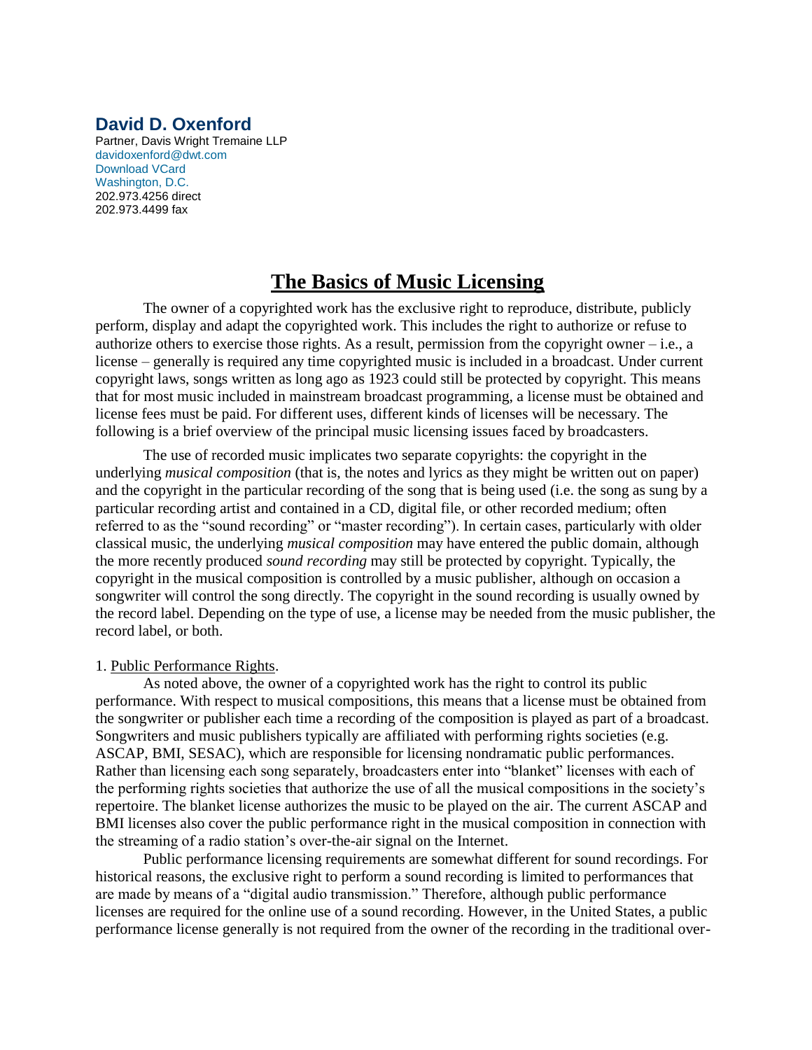**David D. Oxenford**

Partner, Davis Wright Tremaine LLP
davidoxenford@dwt.com
Download VCard
Washington, D.C.
202.973.4256 direct
202.973.4499 fax

# The Basics of Music Licensing

The owner of a copyrighted work has the exclusive right to reproduce, distribute, publicly perform, display and adapt the copyrighted work. This includes the right to authorize or refuse to authorize others to exercise those rights. As a result, permission from the copyright owner – i.e., a license – generally is required any time copyrighted music is included in a broadcast. Under current copyright laws, songs written as long ago as 1923 could still be protected by copyright. This means that for most music included in mainstream broadcast programming, a license must be obtained and license fees must be paid. For different uses, different kinds of licenses will be necessary. The following is a brief overview of the principal music licensing issues faced by broadcasters.

The use of recorded music implicates two separate copyrights: the copyright in the underlying *musical composition* (that is, the notes and lyrics as they might be written out on paper) and the copyright in the particular recording of the song that is being used (i.e. the song as sung by a particular recording artist and contained in a CD, digital file, or other recorded medium; often referred to as the "sound recording" or "master recording"). In certain cases, particularly with older classical music, the underlying *musical composition* may have entered the public domain, although the more recently produced *sound recording* may still be protected by copyright. Typically, the copyright in the musical composition is controlled by a music publisher, although on occasion a songwriter will control the song directly. The copyright in the sound recording is usually owned by the record label. Depending on the type of use, a license may be needed from the music publisher, the record label, or both.

1. Public Performance Rights.

As noted above, the owner of a copyrighted work has the right to control its public performance. With respect to musical compositions, this means that a license must be obtained from the songwriter or publisher each time a recording of the composition is played as part of a broadcast. Songwriters and music publishers typically are affiliated with performing rights societies (e.g. ASCAP, BMI, SESAC), which are responsible for licensing nondramatic public performances. Rather than licensing each song separately, broadcasters enter into "blanket" licenses with each of the performing rights societies that authorize the use of all the musical compositions in the society's repertoire. The blanket license authorizes the music to be played on the air. The current ASCAP and BMI licenses also cover the public performance right in the musical composition in connection with the streaming of a radio station's over-the-air signal on the Internet.

Public performance licensing requirements are somewhat different for sound recordings. For historical reasons, the exclusive right to perform a sound recording is limited to performances that are made by means of a "digital audio transmission." Therefore, although public performance licenses are required for the online use of a sound recording. However, in the United States, a public performance license generally is not required from the owner of the recording in the traditional over-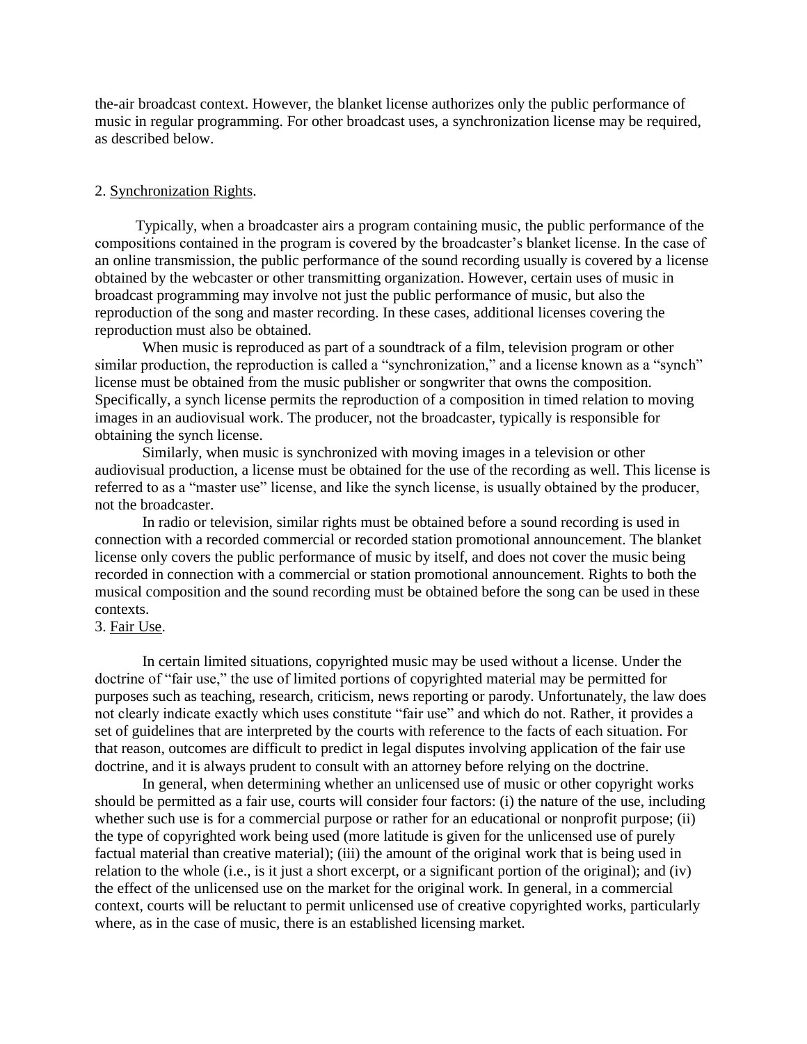the-air broadcast context. However, the blanket license authorizes only the public performance of music in regular programming. For other broadcast uses, a synchronization license may be required, as described below.

2. <u>Synchronization Rights</u>.

Typically, when a broadcaster airs a program containing music, the public performance of the compositions contained in the program is covered by the broadcaster's blanket license. In the case of an online transmission, the public performance of the sound recording usually is covered by a license obtained by the webcaster or other transmitting organization. However, certain uses of music in broadcast programming may involve not just the public performance of music, but also the reproduction of the song and master recording. In these cases, additional licenses covering the reproduction must also be obtained.

When music is reproduced as part of a soundtrack of a film, television program or other similar production, the reproduction is called a "synchronization," and a license known as a "synch" license must be obtained from the music publisher or songwriter that owns the composition. Specifically, a synch license permits the reproduction of a composition in timed relation to moving images in an audiovisual work. The producer, not the broadcaster, typically is responsible for obtaining the synch license.

Similarly, when music is synchronized with moving images in a television or other audiovisual production, a license must be obtained for the use of the recording as well. This license is referred to as a "master use" license, and like the synch license, is usually obtained by the producer, not the broadcaster.

In radio or television, similar rights must be obtained before a sound recording is used in connection with a recorded commercial or recorded station promotional announcement. The blanket license only covers the public performance of music by itself, and does not cover the music being recorded in connection with a commercial or station promotional announcement. Rights to both the musical composition and the sound recording must be obtained before the song can be used in these contexts.

3. <u>Fair Use</u>.

In certain limited situations, copyrighted music may be used without a license. Under the doctrine of "fair use," the use of limited portions of copyrighted material may be permitted for purposes such as teaching, research, criticism, news reporting or parody. Unfortunately, the law does not clearly indicate exactly which uses constitute "fair use" and which do not. Rather, it provides a set of guidelines that are interpreted by the courts with reference to the facts of each situation. For that reason, outcomes are difficult to predict in legal disputes involving application of the fair use doctrine, and it is always prudent to consult with an attorney before relying on the doctrine.

In general, when determining whether an unlicensed use of music or other copyright works should be permitted as a fair use, courts will consider four factors: (i) the nature of the use, including whether such use is for a commercial purpose or rather for an educational or nonprofit purpose; (ii) the type of copyrighted work being used (more latitude is given for the unlicensed use of purely factual material than creative material); (iii) the amount of the original work that is being used in relation to the whole (i.e., is it just a short excerpt, or a significant portion of the original); and (iv) the effect of the unlicensed use on the market for the original work. In general, in a commercial context, courts will be reluctant to permit unlicensed use of creative copyrighted works, particularly where, as in the case of music, there is an established licensing market.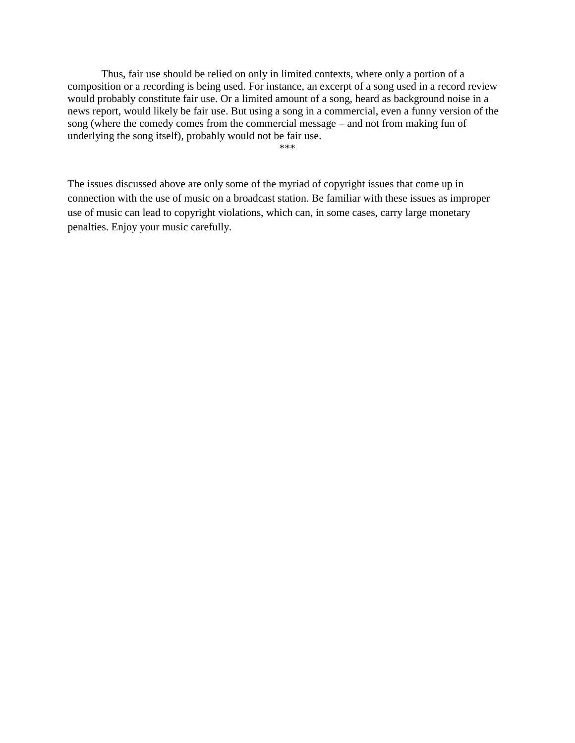Thus, fair use should be relied on only in limited contexts, where only a portion of a composition or a recording is being used. For instance, an excerpt of a song used in a record review would probably constitute fair use. Or a limited amount of a song, heard as background noise in a news report, would likely be fair use. But using a song in a commercial, even a funny version of the song (where the comedy comes from the commercial message – and not from making fun of underlying the song itself), probably would not be fair use.

***

The issues discussed above are only some of the myriad of copyright issues that come up in connection with the use of music on a broadcast station. Be familiar with these issues as improper use of music can lead to copyright violations, which can, in some cases, carry large monetary penalties. Enjoy your music carefully.